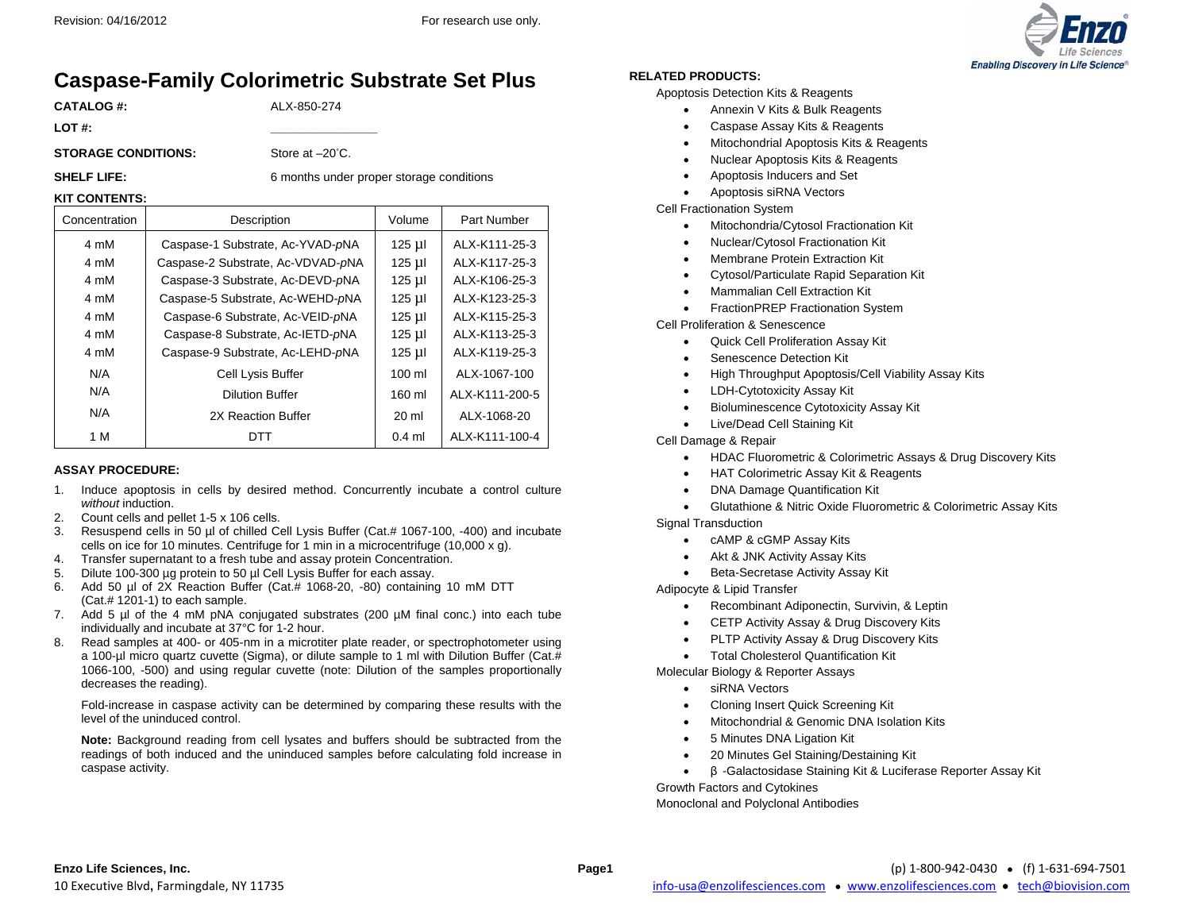Revision: 04/16/2012

For research use only.

# Caspase-Family Colorimetric Substrate Set Plus

**CATALOG #:** ALX-850-274

**LOT #:** _______________

**STORAGE CONDITIONS:** Store at –20˚C.

**SHELF LIFE:** 6 months under proper storage conditions

**KIT CONTENTS:**

| Concentration | Description | Volume | Part Number |
|---|---|---|---|
| 4 mM | Caspase-1 Substrate, Ac-YVAD-*p*NA | 125 µl | ALX-K111-25-3 |
| 4 mM | Caspase-2 Substrate, Ac-VDVAD-*p*NA | 125 µl | ALX-K117-25-3 |
| 4 mM | Caspase-3 Substrate, Ac-DEVD-*p*NA | 125 µl | ALX-K106-25-3 |
| 4 mM | Caspase-5 Substrate, Ac-WEHD-*p*NA | 125 µl | ALX-K123-25-3 |
| 4 mM | Caspase-6 Substrate, Ac-VEID-*p*NA | 125 µl | ALX-K115-25-3 |
| 4 mM | Caspase-8 Substrate, Ac-IETD-*p*NA | 125 µl | ALX-K113-25-3 |
| 4 mM | Caspase-9 Substrate, Ac-LEHD-*p*NA | 125 µl | ALX-K119-25-3 |
| N/A | Cell Lysis Buffer | 100 ml | ALX-1067-100 |
| N/A | Dilution Buffer | 160 ml | ALX-K111-200-5 |
| N/A | 2X Reaction Buffer | 20 ml | ALX-1068-20 |
| 1 M | DTT | 0.4 ml | ALX-K111-100-4 |

**ASSAY PROCEDURE:**

1. Induce apoptosis in cells by desired method. Concurrently incubate a control culture *without* induction.
2. Count cells and pellet 1-5 x 106 cells.
3. Resuspend cells in 50 µl of chilled Cell Lysis Buffer (Cat.# 1067-100, -400) and incubate cells on ice for 10 minutes. Centrifuge for 1 min in a microcentrifuge (10,000 x g).
4. Transfer supernatant to a fresh tube and assay protein Concentration.
5. Dilute 100-300 µg protein to 50 µl Cell Lysis Buffer for each assay.
6. Add 50 µl of 2X Reaction Buffer (Cat.# 1068-20, -80) containing 10 mM DTT (Cat.# 1201-1) to each sample.
7. Add 5 µl of the 4 mM pNA conjugated substrates (200 µM final conc.) into each tube individually and incubate at 37°C for 1-2 hour.
8. Read samples at 400- or 405-nm in a microtiter plate reader, or spectrophotometer using a 100-µl micro quartz cuvette (Sigma), or dilute sample to 1 ml with Dilution Buffer (Cat.# 1066-100, -500) and using regular cuvette (note: Dilution of the samples proportionally decreases the reading).

   Fold-increase in caspase activity can be determined by comparing these results with the level of the uninduced control.

   **Note:** Background reading from cell lysates and buffers should be subtracted from the readings of both induced and the uninduced samples before calculating fold increase in caspase activity.

**RELATED PRODUCTS:**

Apoptosis Detection Kits & Reagents
- Annexin V Kits & Bulk Reagents
- Caspase Assay Kits & Reagents
- Mitochondrial Apoptosis Kits & Reagents
- Nuclear Apoptosis Kits & Reagents
- Apoptosis Inducers and Set
- Apoptosis siRNA Vectors

Cell Fractionation System
- Mitochondria/Cytosol Fractionation Kit
- Nuclear/Cytosol Fractionation Kit
- Membrane Protein Extraction Kit
- Cytosol/Particulate Rapid Separation Kit
- Mammalian Cell Extraction Kit
- FractionPREP Fractionation System

Cell Proliferation & Senescence
- Quick Cell Proliferation Assay Kit
- Senescence Detection Kit
- High Throughput Apoptosis/Cell Viability Assay Kits
- LDH-Cytotoxicity Assay Kit
- Bioluminescence Cytotoxicity Assay Kit
- Live/Dead Cell Staining Kit

Cell Damage & Repair
- HDAC Fluorometric & Colorimetric Assays & Drug Discovery Kits
- HAT Colorimetric Assay Kit & Reagents
- DNA Damage Quantification Kit
- Glutathione & Nitric Oxide Fluorometric & Colorimetric Assay Kits

Signal Transduction
- cAMP & cGMP Assay Kits
- Akt & JNK Activity Assay Kits
- Beta-Secretase Activity Assay Kit

Adipocyte & Lipid Transfer
- Recombinant Adiponectin, Survivin, & Leptin
- CETP Activity Assay & Drug Discovery Kits
- PLTP Activity Assay & Drug Discovery Kits
- Total Cholesterol Quantification Kit

Molecular Biology & Reporter Assays
- siRNA Vectors
- Cloning Insert Quick Screening Kit
- Mitochondrial & Genomic DNA Isolation Kits
- 5 Minutes DNA Ligation Kit
- 20 Minutes Gel Staining/Destaining Kit
- β -Galactosidase Staining Kit & Luciferase Reporter Assay Kit

Growth Factors and Cytokines

Monoclonal and Polyclonal Antibodies

**Enzo Life Sciences, Inc.**
10 Executive Blvd, Farmingdale, NY 11735

(p) 1-800-942-0430 • (f) 1-631-694-7501
info-usa@enzolifesciences.com • www.enzolifesciences.com • tech@biovision.com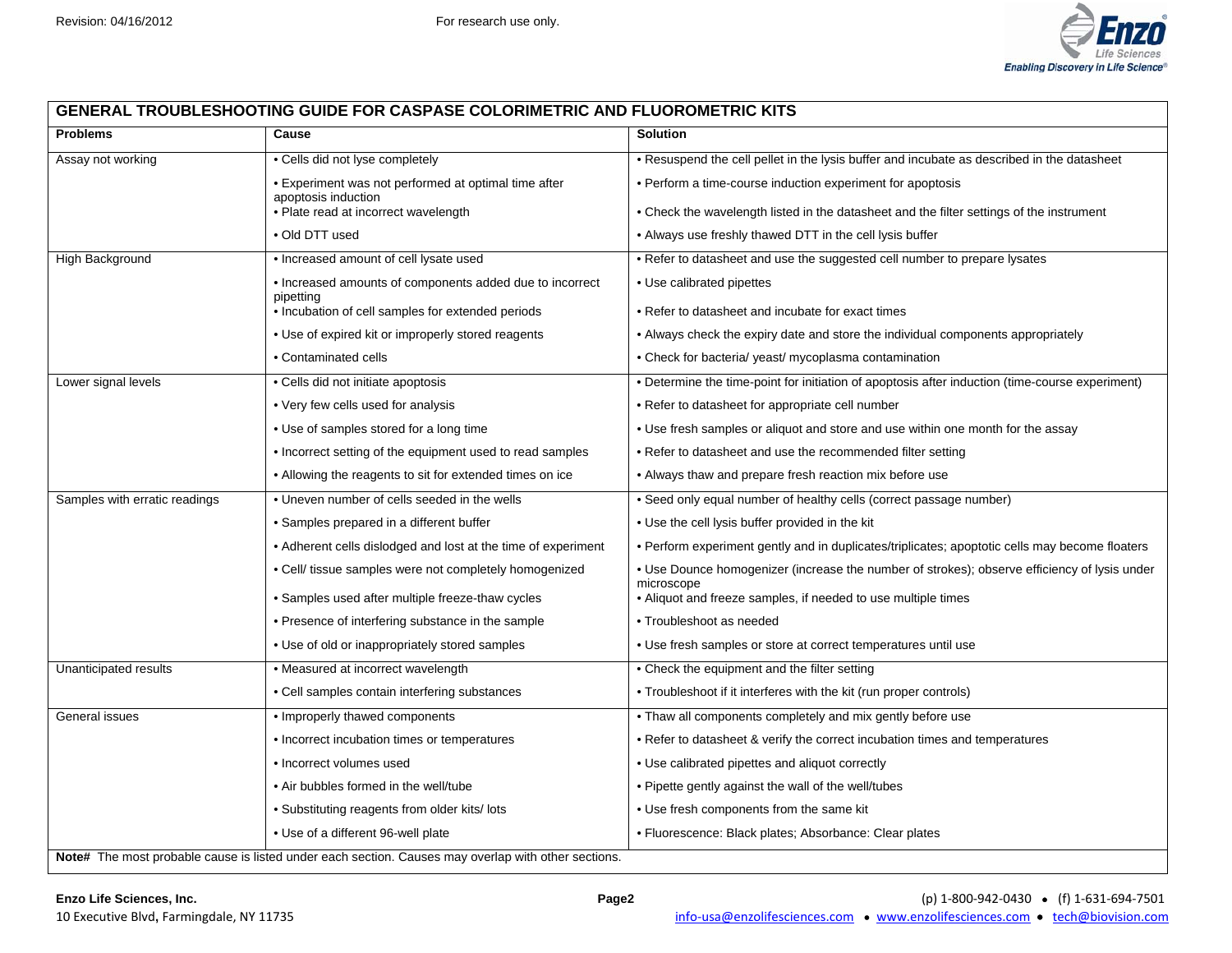## GENERAL TROUBLESHOOTING GUIDE FOR CASPASE COLORIMETRIC AND FLUOROMETRIC KITS

| Problems | Cause | Solution |
|---|---|---|
| Assay not working | • Cells did not lyse completely | • Resuspend the cell pellet in the lysis buffer and incubate as described in the datasheet |
| | • Experiment was not performed at optimal time after apoptosis induction | • Perform a time-course induction experiment for apoptosis |
| | • Plate read at incorrect wavelength | • Check the wavelength listed in the datasheet and the filter settings of the instrument |
| | • Old DTT used | • Always use freshly thawed DTT in the cell lysis buffer |
| High Background | • Increased amount of cell lysate used | • Refer to datasheet and use the suggested cell number to prepare lysates |
| | • Increased amounts of components added due to incorrect pipetting | • Use calibrated pipettes |
| | • Incubation of cell samples for extended periods | • Refer to datasheet and incubate for exact times |
| | • Use of expired kit or improperly stored reagents | • Always check the expiry date and store the individual components appropriately |
| | • Contaminated cells | • Check for bacteria/ yeast/ mycoplasma contamination |
| Lower signal levels | • Cells did not initiate apoptosis | • Determine the time-point for initiation of apoptosis after induction (time-course experiment) |
| | • Very few cells used for analysis | • Refer to datasheet for appropriate cell number |
| | • Use of samples stored for a long time | • Use fresh samples or aliquot and store and use within one month for the assay |
| | • Incorrect setting of the equipment used to read samples | • Refer to datasheet and use the recommended filter setting |
| | • Allowing the reagents to sit for extended times on ice | • Always thaw and prepare fresh reaction mix before use |
| Samples with erratic readings | • Uneven number of cells seeded in the wells | • Seed only equal number of healthy cells (correct passage number) |
| | • Samples prepared in a different buffer | • Use the cell lysis buffer provided in the kit |
| | • Adherent cells dislodged and lost at the time of experiment | • Perform experiment gently and in duplicates/triplicates; apoptotic cells may become floaters |
| | • Cell/ tissue samples were not completely homogenized | • Use Dounce homogenizer (increase the number of strokes); observe efficiency of lysis under microscope |
| | • Samples used after multiple freeze-thaw cycles | • Aliquot and freeze samples, if needed to use multiple times |
| | • Presence of interfering substance in the sample | • Troubleshoot as needed |
| | • Use of old or inappropriately stored samples | • Use fresh samples or store at correct temperatures until use |
| Unanticipated results | • Measured at incorrect wavelength | • Check the equipment and the filter setting |
| | • Cell samples contain interfering substances | • Troubleshoot if it interferes with the kit (run proper controls) |
| General issues | • Improperly thawed components | • Thaw all components completely and mix gently before use |
| | • Incorrect incubation times or temperatures | • Refer to datasheet & verify the correct incubation times and temperatures |
| | • Incorrect volumes used | • Use calibrated pipettes and aliquot correctly |
| | • Air bubbles formed in the well/tube | • Pipette gently against the wall of the well/tubes |
| | • Substituting reagents from older kits/ lots | • Use fresh components from the same kit |
| | • Use of a different 96-well plate | • Fluorescence: Black plates; Absorbance: Clear plates |

**Note#** The most probable cause is listed under each section. Causes may overlap with other sections.